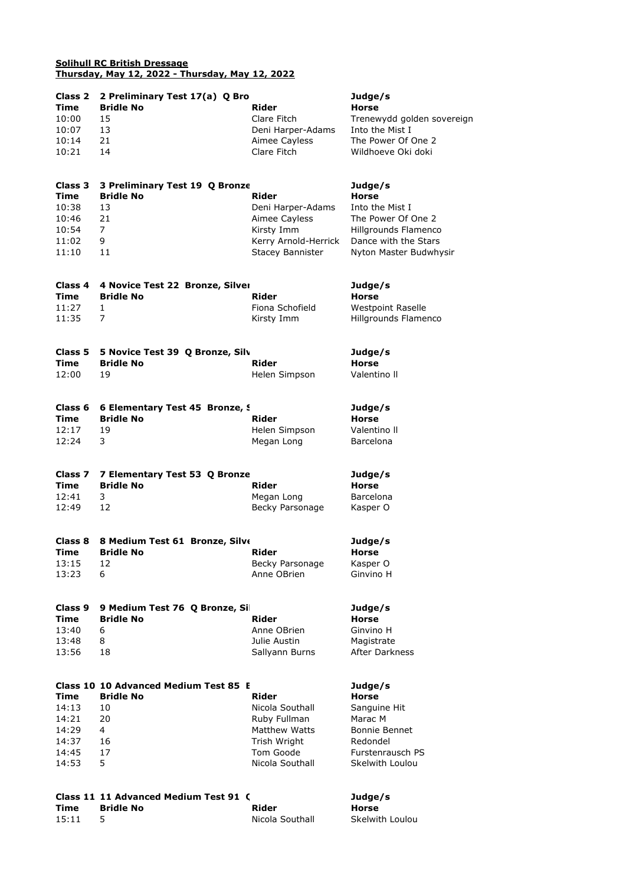**Solihull RC British Dressage**
**Thursday, May 12, 2022 - Thursday, May 12, 2022**

**Class 2 2 Preliminary Test 17(a) Q Bro** **Judge/s**

| Time | Bridle No | Rider | Horse |
|---|---|---|---|
| 10:00 | 15 | Clare Fitch | Trenewydd golden sovereign |
| 10:07 | 13 | Deni Harper-Adams | Into the Mist I |
| 10:14 | 21 | Aimee Cayless | The Power Of One 2 |
| 10:21 | 14 | Clare Fitch | Wildhoeve Oki doki |

**Class 3 3 Preliminary Test 19 Q Bronze** **Judge/s**

| Time | Bridle No | Rider | Horse |
|---|---|---|---|
| 10:38 | 13 | Deni Harper-Adams | Into the Mist I |
| 10:46 | 21 | Aimee Cayless | The Power Of One 2 |
| 10:54 | 7 | Kirsty Imm | Hillgrounds Flamenco |
| 11:02 | 9 | Kerry Arnold-Herrick | Dance with the Stars |
| 11:10 | 11 | Stacey Bannister | Nyton Master Budwhysir |

**Class 4 4 Novice Test 22 Bronze, Silver** **Judge/s**

| Time | Bridle No | Rider | Horse |
|---|---|---|---|
| 11:27 | 1 | Fiona Schofield | Westpoint Raselle |
| 11:35 | 7 | Kirsty Imm | Hillgrounds Flamenco |

**Class 5 5 Novice Test 39 Q Bronze, Silv** **Judge/s**

| Time | Bridle No | Rider | Horse |
|---|---|---|---|
| 12:00 | 19 | Helen Simpson | Valentino ll |

**Class 6 6 Elementary Test 45 Bronze, S** **Judge/s**

| Time | Bridle No | Rider | Horse |
|---|---|---|---|
| 12:17 | 19 | Helen Simpson | Valentino ll |
| 12:24 | 3 | Megan Long | Barcelona |

**Class 7 7 Elementary Test 53 Q Bronze** **Judge/s**

| Time | Bridle No | Rider | Horse |
|---|---|---|---|
| 12:41 | 3 | Megan Long | Barcelona |
| 12:49 | 12 | Becky Parsonage | Kasper O |

**Class 8 8 Medium Test 61 Bronze, Silve** **Judge/s**

| Time | Bridle No | Rider | Horse |
|---|---|---|---|
| 13:15 | 12 | Becky Parsonage | Kasper O |
| 13:23 | 6 | Anne OBrien | Ginvino H |

**Class 9 9 Medium Test 76 Q Bronze, Si** **Judge/s**

| Time | Bridle No | Rider | Horse |
|---|---|---|---|
| 13:40 | 6 | Anne OBrien | Ginvino H |
| 13:48 | 8 | Julie Austin | Magistrate |
| 13:56 | 18 | Sallyann Burns | After Darkness |

**Class 10 10 Advanced Medium Test 85 E** **Judge/s**

| Time | Bridle No | Rider | Horse |
|---|---|---|---|
| 14:13 | 10 | Nicola Southall | Sanguine Hit |
| 14:21 | 20 | Ruby Fullman | Marac M |
| 14:29 | 4 | Matthew Watts | Bonnie Bennet |
| 14:37 | 16 | Trish Wright | Redondel |
| 14:45 | 17 | Tom Goode | Furstenrausch PS |
| 14:53 | 5 | Nicola Southall | Skelwith Loulou |

**Class 11 11 Advanced Medium Test 91 (** **Judge/s**

| Time | Bridle No | Rider | Horse |
|---|---|---|---|
| 15:11 | 5 | Nicola Southall | Skelwith Loulou |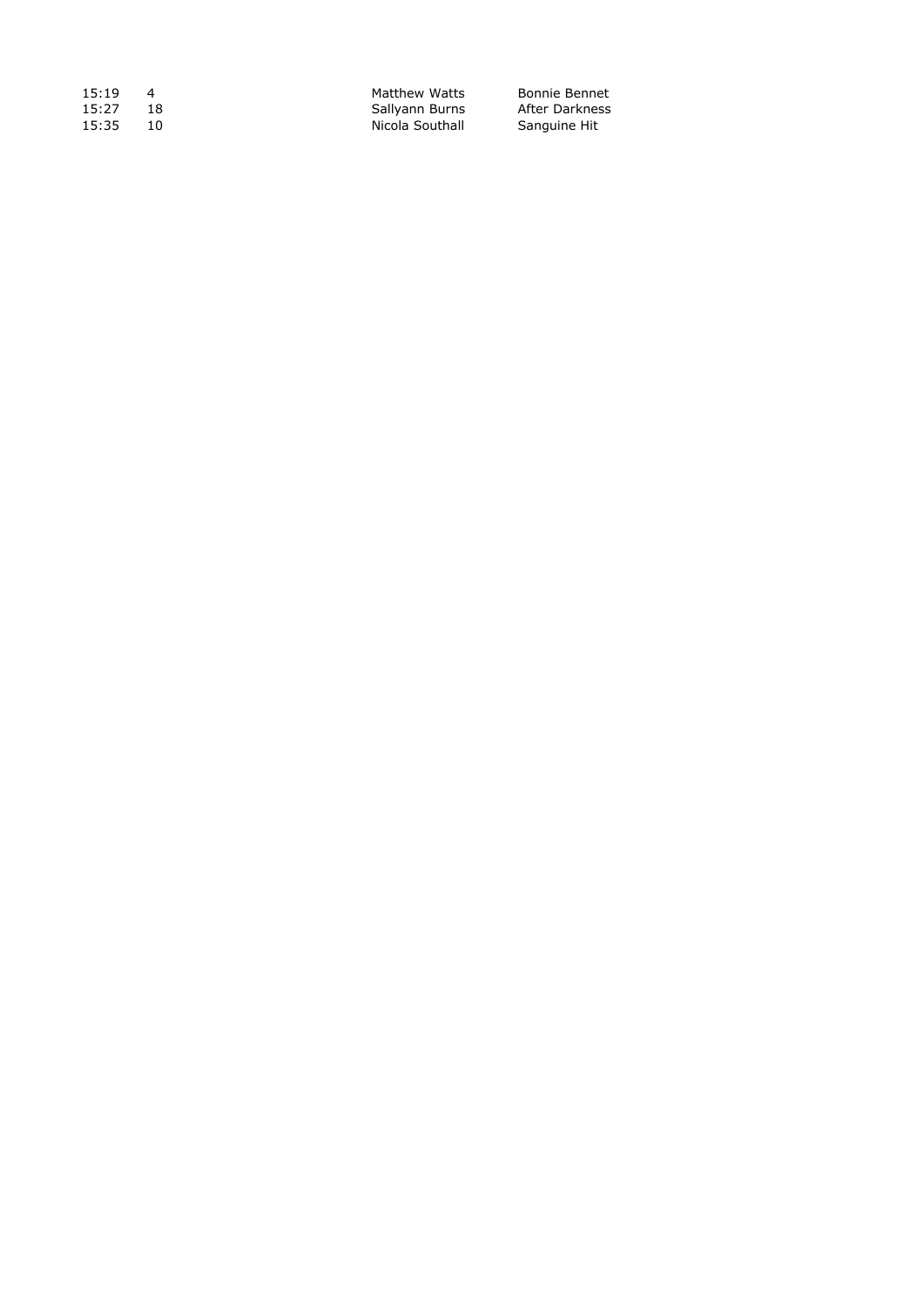| | | | |
|---|---|---|---|
| 15:19 | 4 | Matthew Watts | Bonnie Bennet |
| 15:27 | 18 | Sallyann Burns | After Darkness |
| 15:35 | 10 | Nicola Southall | Sanguine Hit |